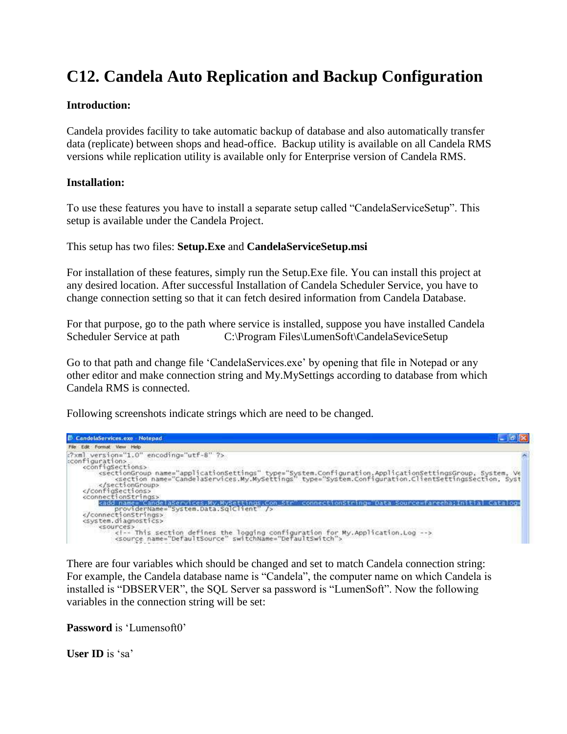# C12. Candela Auto Replication and Backup Configuration

**Introduction:**

Candela provides facility to take automatic backup of database and also automatically transfer data (replicate) between shops and head-office. Backup utility is available on all Candela RMS versions while replication utility is available only for Enterprise version of Candela RMS.

**Installation:**

To use these features you have to install a separate setup called "CandelaServiceSetup". This setup is available under the Candela Project.

This setup has two files: **Setup.Exe** and **CandelaServiceSetup.msi**

For installation of these features, simply run the Setup.Exe file. You can install this project at any desired location. After successful Installation of Candela Scheduler Service, you have to change connection setting so that it can fetch desired information from Candela Database.

For that purpose, go to the path where service is installed, suppose you have installed Candela Scheduler Service at path C:\Program Files\LumenSoft\CandelaSeviceSetup

Go to that path and change file 'CandelaServices.exe' by opening that file in Notepad or any other editor and make connection string and My.MySettings according to database from which Candela RMS is connected.

Following screenshots indicate strings which are need to be changed.

```
CandelaServices.exe - Notepad
File  Edit  Format  View  Help
<?xml version="1.0" encoding="utf-8" ?>
<configuration>
    <configSections>
        <sectionGroup name="applicationSettings" type="System.Configuration.ApplicationSettingsGroup, System, Ve
            <section name="CandelaServices.My.MySettings" type="System.Configuration.ClientSettingsSection, Syst
        </sectionGroup>
    </configSections>
    <connectionStrings>
        <add name="CandelaServices.My.MySettings.Con_Str" connectionString="Data Source=fareeha;Initial Catalog=
            providerName="System.Data.SqlClient" />
    </connectionStrings>
    <system.diagnostics>
        <sources>
            <!-- This section defines the logging configuration for My.Application.Log -->
            <source name="DefaultSource" switchName="DefaultSwitch">
```

There are four variables which should be changed and set to match Candela connection string: For example, the Candela database name is "Candela", the computer name on which Candela is installed is "DBSERVER", the SQL Server sa password is "LumenSoft". Now the following variables in the connection string will be set:

**Password** is 'Lumensoft0'

**User ID** is 'sa'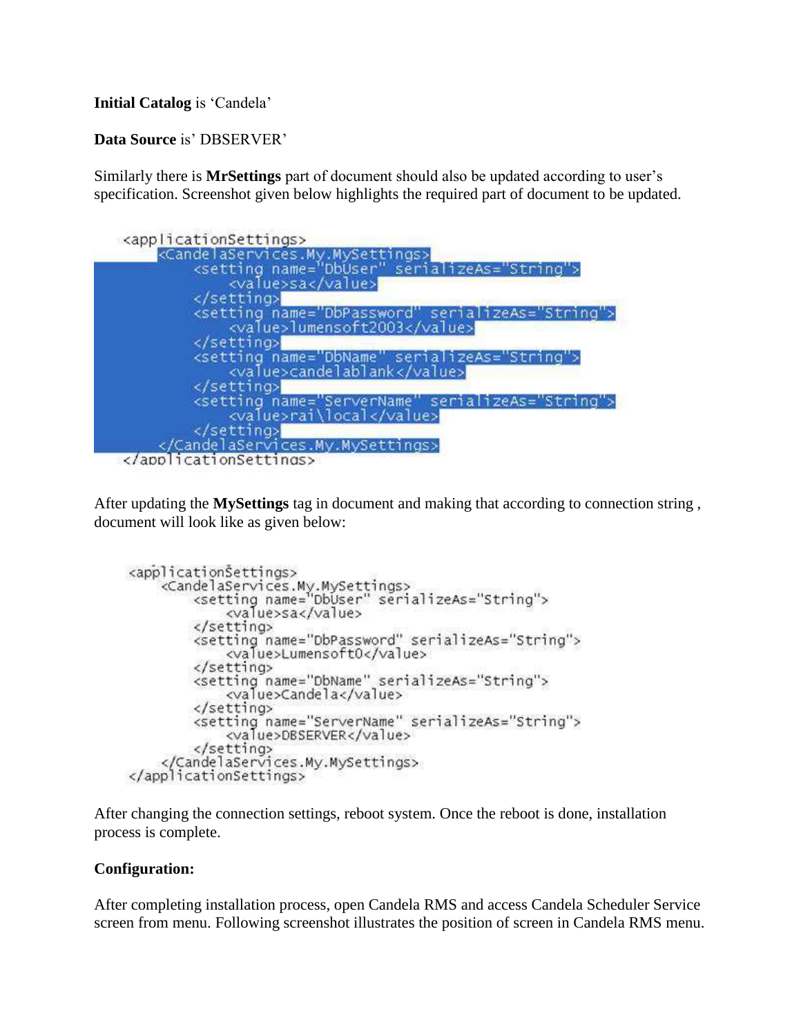**Initial Catalog** is 'Candela'

**Data Source** is' DBSERVER'

Similarly there is **MrSettings** part of document should also be updated according to user's specification. Screenshot given below highlights the required part of document to be updated.

```
<applicationSettings>
    <CandelaServices.My.MySettings>
        <setting name="DbUser" serializeAs="String">
            <value>sa</value>
        </setting>
        <setting name="DbPassword" serializeAs="String">
            <value>lumensoft2003</value>
        </setting>
        <setting name="DbName" serializeAs="String">
            <value>candelablank</value>
        </setting>
        <setting name="ServerName" serializeAs="String">
            <value>rai\local</value>
        </setting>
    </CandelaServices.My.MySettings>
</applicationSettings>
```

After updating the **MySettings** tag in document and making that according to connection string , document will look like as given below:

```
<applicationSettings>
    <CandelaServices.My.MySettings>
        <setting name="DbUser" serializeAs="String">
            <value>sa</value>
        </setting>
        <setting name="DbPassword" serializeAs="String">
            <value>Lumensoft0</value>
        </setting>
        <setting name="DbName" serializeAs="String">
            <value>Candela</value>
        </setting>
        <setting name="ServerName" serializeAs="String">
            <value>DBSERVER</value>
        </setting>
    </CandelaServices.My.MySettings>
</applicationSettings>
```

After changing the connection settings, reboot system. Once the reboot is done, installation process is complete.

**Configuration:**

After completing installation process, open Candela RMS and access Candela Scheduler Service screen from menu. Following screenshot illustrates the position of screen in Candela RMS menu.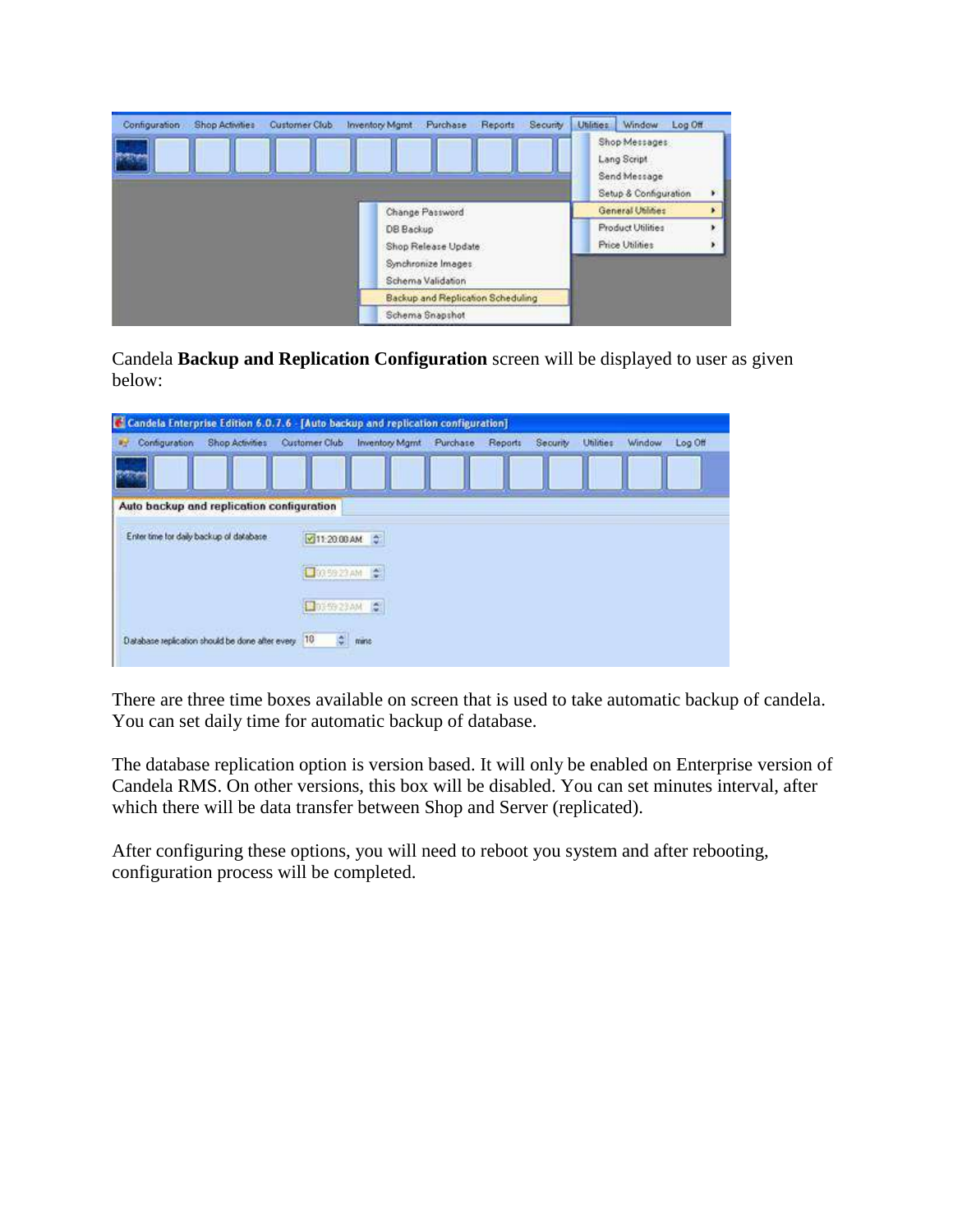Candela **Backup and Replication Configuration** screen will be displayed to user as given below:

There are three time boxes available on screen that is used to take automatic backup of candela. You can set daily time for automatic backup of database.

The database replication option is version based. It will only be enabled on Enterprise version of Candela RMS. On other versions, this box will be disabled. You can set minutes interval, after which there will be data transfer between Shop and Server (replicated).

After configuring these options, you will need to reboot you system and after rebooting, configuration process will be completed.